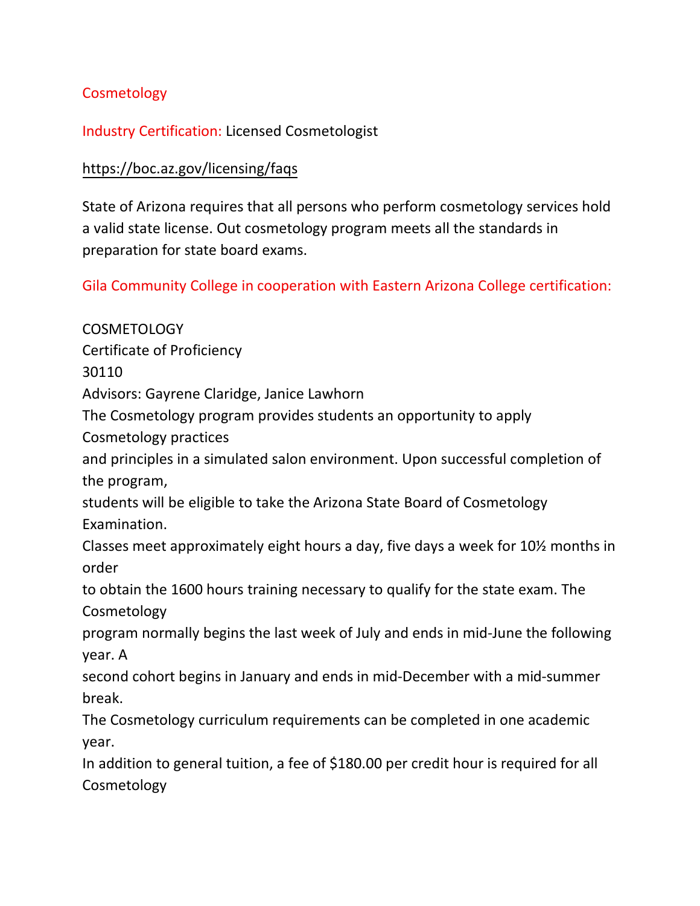## Cosmetology

**Industry Certification:** Licensed Cosmetologist

https://boc.az.gov/licensing/faqs

State of Arizona requires that all persons who perform cosmetology services hold a valid state license. Out cosmetology program meets all the standards in preparation for state board exams.

## Gila Community College in cooperation with Eastern Arizona College certification:

COSMETOLOGY
Certificate of Proficiency
30110
Advisors: Gayrene Claridge, Janice Lawhorn

The Cosmetology program provides students an opportunity to apply Cosmetology practices and principles in a simulated salon environment. Upon successful completion of the program, students will be eligible to take the Arizona State Board of Cosmetology Examination.

Classes meet approximately eight hours a day, five days a week for 10½ months in order to obtain the 1600 hours training necessary to qualify for the state exam. The Cosmetology program normally begins the last week of July and ends in mid-June the following year. A second cohort begins in January and ends in mid-December with a mid-summer break.

The Cosmetology curriculum requirements can be completed in one academic year.

In addition to general tuition, a fee of $180.00 per credit hour is required for all Cosmetology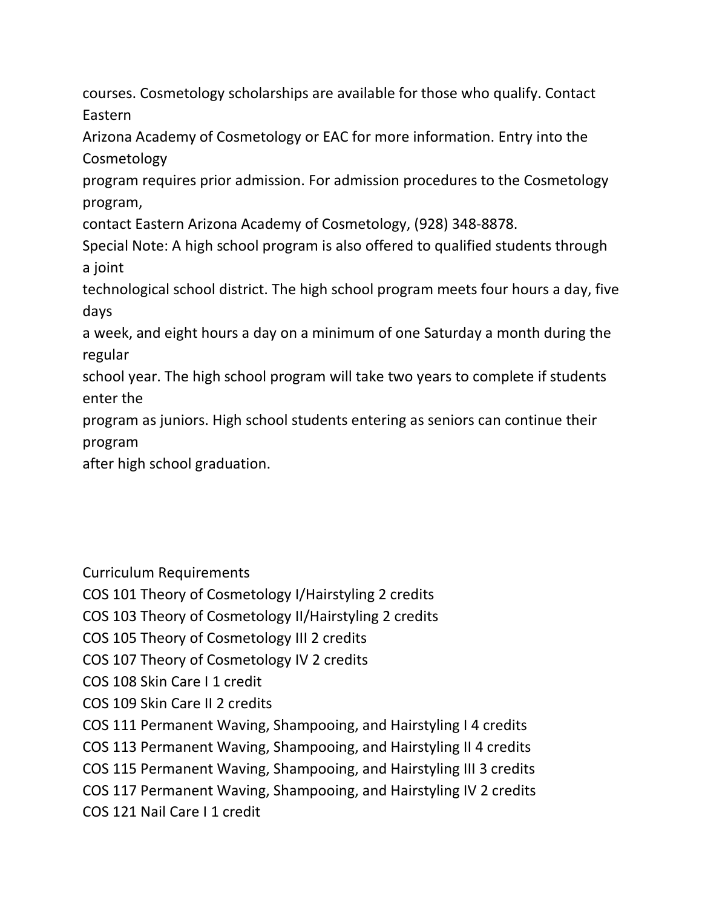courses. Cosmetology scholarships are available for those who qualify. Contact Eastern Arizona Academy of Cosmetology or EAC for more information. Entry into the Cosmetology program requires prior admission. For admission procedures to the Cosmetology program, contact Eastern Arizona Academy of Cosmetology, (928) 348-8878.

Special Note: A high school program is also offered to qualified students through a joint technological school district. The high school program meets four hours a day, five days a week, and eight hours a day on a minimum of one Saturday a month during the regular school year. The high school program will take two years to complete if students enter the program as juniors. High school students entering as seniors can continue their program after high school graduation.

## Curriculum Requirements

COS 101 Theory of Cosmetology I/Hairstyling 2 credits
COS 103 Theory of Cosmetology II/Hairstyling 2 credits
COS 105 Theory of Cosmetology III 2 credits
COS 107 Theory of Cosmetology IV 2 credits
COS 108 Skin Care I 1 credit
COS 109 Skin Care II 2 credits
COS 111 Permanent Waving, Shampooing, and Hairstyling I 4 credits
COS 113 Permanent Waving, Shampooing, and Hairstyling II 4 credits
COS 115 Permanent Waving, Shampooing, and Hairstyling III 3 credits
COS 117 Permanent Waving, Shampooing, and Hairstyling IV 2 credits
COS 121 Nail Care I 1 credit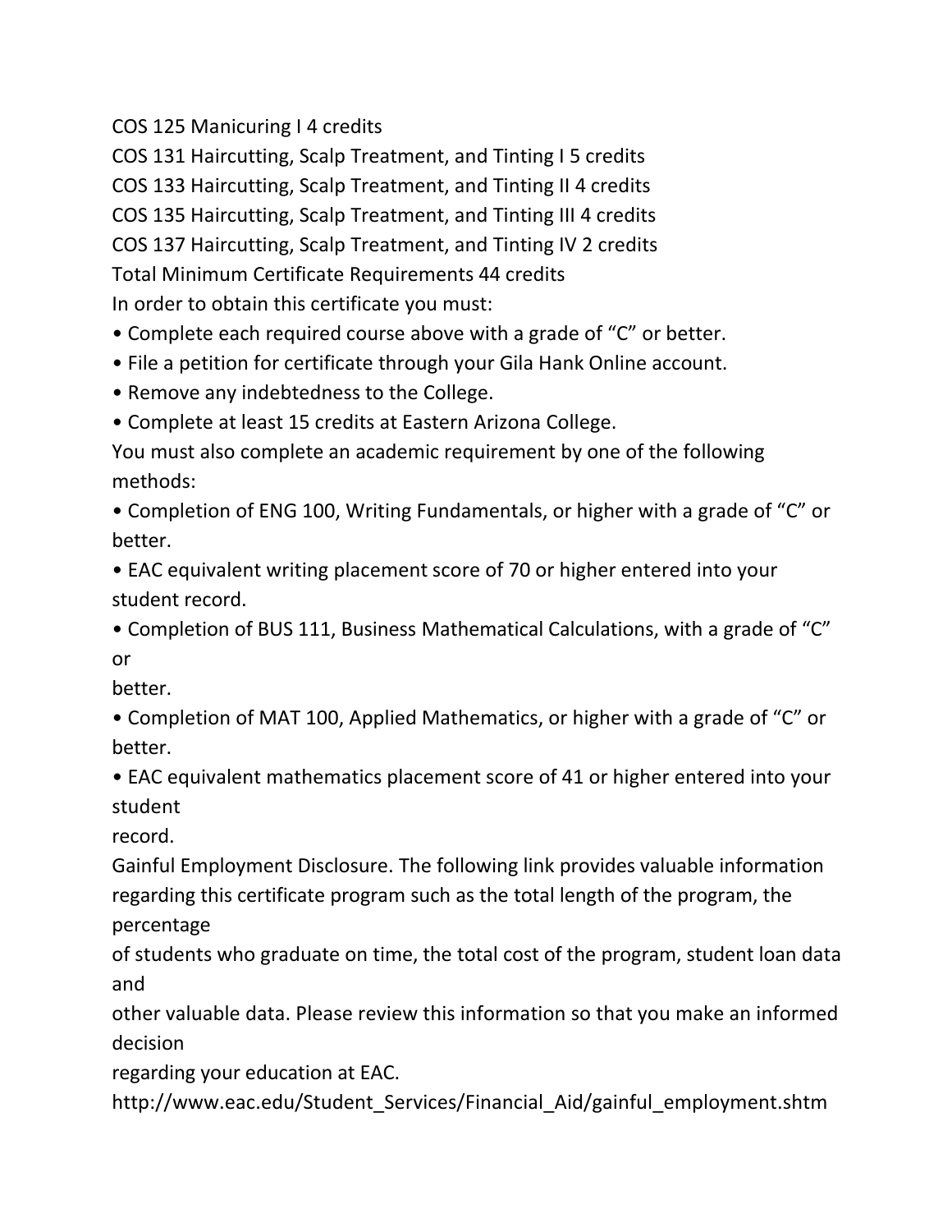COS 125 Manicuring I 4 credits
COS 131 Haircutting, Scalp Treatment, and Tinting I 5 credits
COS 133 Haircutting, Scalp Treatment, and Tinting II 4 credits
COS 135 Haircutting, Scalp Treatment, and Tinting III 4 credits
COS 137 Haircutting, Scalp Treatment, and Tinting IV 2 credits
Total Minimum Certificate Requirements 44 credits

In order to obtain this certificate you must:

- Complete each required course above with a grade of "C" or better.
- File a petition for certificate through your Gila Hank Online account.
- Remove any indebtedness to the College.
- Complete at least 15 credits at Eastern Arizona College.

You must also complete an academic requirement by one of the following methods:

- Completion of ENG 100, Writing Fundamentals, or higher with a grade of "C" or better.
- EAC equivalent writing placement score of 70 or higher entered into your student record.
- Completion of BUS 111, Business Mathematical Calculations, with a grade of "C" or better.
- Completion of MAT 100, Applied Mathematics, or higher with a grade of "C" or better.
- EAC equivalent mathematics placement score of 41 or higher entered into your student record.

Gainful Employment Disclosure. The following link provides valuable information regarding this certificate program such as the total length of the program, the percentage of students who graduate on time, the total cost of the program, student loan data and other valuable data. Please review this information so that you make an informed decision regarding your education at EAC.
http://www.eac.edu/Student_Services/Financial_Aid/gainful_employment.shtm